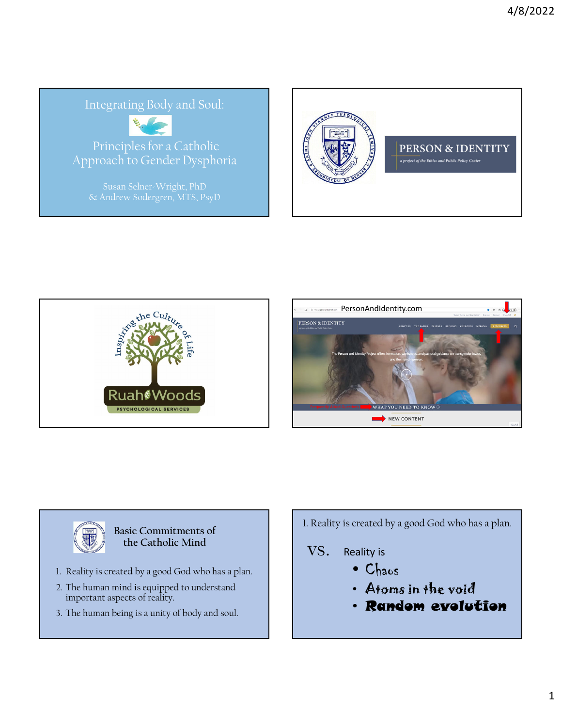# Integrating Body and Soul:

## Principles for a Catholic Approach to Gender Dysphoria

Susan Selner-Wright, PhD
& Andrew Sodergren, MTS, PsyD

---

Saint John Vianney Theological Seminary — Archdiocese of Denver

PERSON & IDENTITY
*a project of the Ethics and Public Policy Center*

---

Inspiring the Culture of Life

Ruah Woods
PSYCHOLOGICAL SERVICES

---

PersonAndIdentity.com

PERSON & IDENTITY

The Person and Identity Project offers formation, workshops, and pastoral guidance on transgender issues and the human person.

WHAT YOU NEED TO KNOW

NEW CONTENT

---

### Basic Commitments of the Catholic Mind

1. Reality is created by a good God who has a plan.
2. The human mind is equipped to understand important aspects of reality.
3. The human being is a unity of body and soul.

---

1. Reality is created by a good God who has a plan.

VS. Reality is

- Chaos
- Atoms in the void
- Random evolution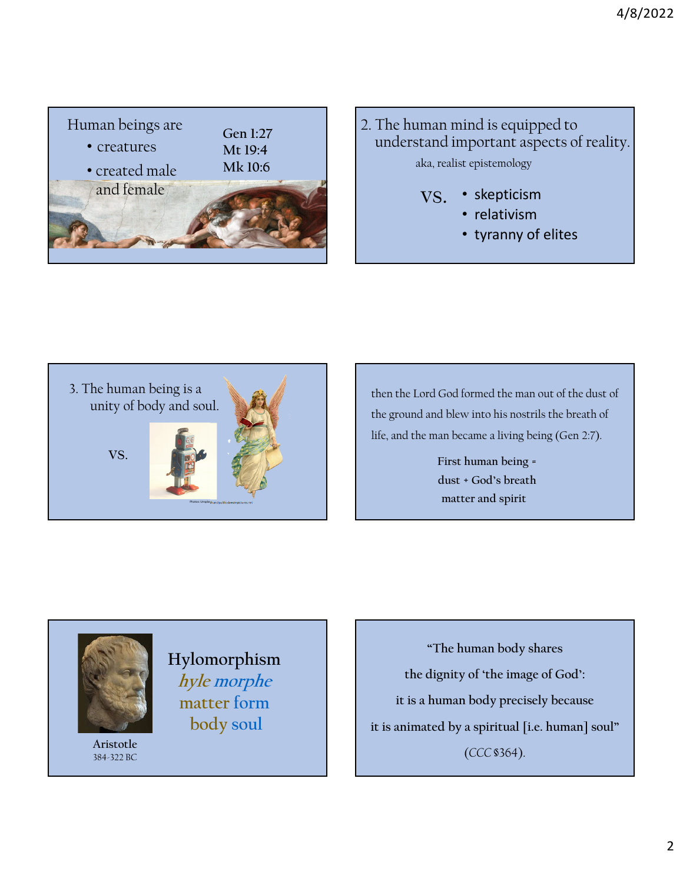Human beings are

- creatures
- created male and female

Gen 1:27
Mt 19:4
Mk 10:6

2. The human mind is equipped to understand important aspects of reality.

aka, realist epistemology

VS.

- skepticism
- relativism
- tyranny of elites

3. The human being is a unity of body and soul.

VS.

then the Lord God formed the man out of the dust of the ground and blew into his nostrils the breath of life, and the man became a living being (Gen 2:7).

First human being =
dust + God's breath
matter and spirit

Aristotle
384-322 BC

Hylomorphism
*hyle morphe*
matter form
body soul

"The human body shares the dignity of 'the image of God': it is a human body precisely because it is animated by a spiritual [i.e. human] soul" (*CCC* §364).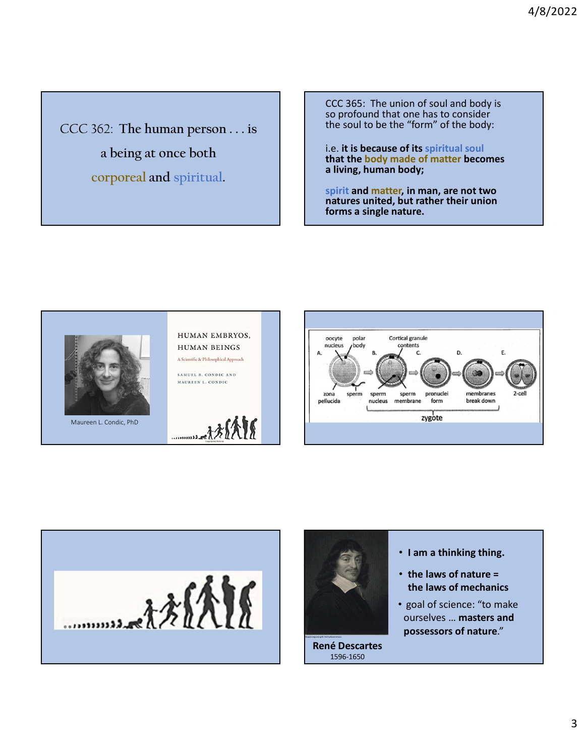CCC 362: The human person . . . is a being at once both corporeal and spiritual.

CCC 365: The union of soul and body is so profound that one has to consider the soul to be the "form" of the body:

i.e. **it is because of its spiritual soul that the body made of matter becomes a living, human body;**

**spirit and matter, in man, are not two natures united, but rather their union forms a single nature.**

Maureen L. Condic, PhD

HUMAN EMBRYOS, HUMAN BEINGS

A Scientific & Philosophical Approach

SAMUEL B. CONDIC AND MAUREEN L. CONDIC

A. oocyte nucleus, polar body, zona pellucida, sperm

B. sperm nucleus, sperm membrane

C. Cortical granule contents, pronuclei form

D. membranes break down

E. 2-cell

zygote

**René Descartes**
1596-1650

- **I am a thinking thing.**
- **the laws of nature = the laws of mechanics**
- goal of science: "to make ourselves … **masters and possessors of nature**."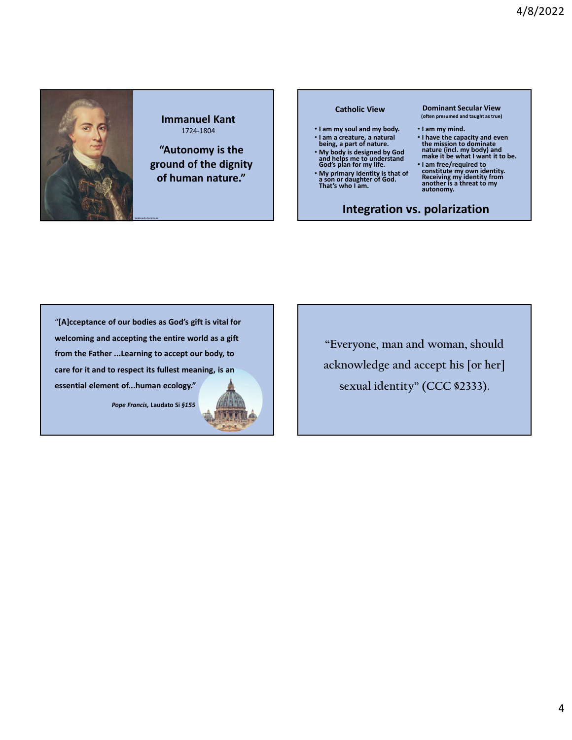## Immanuel Kant

1724-1804

**"Autonomy is the ground of the dignity of human nature."**

Wikimedia Commons

| Catholic View | Dominant Secular View (often presumed and taught as true) |
| --- | --- |
| • I am my soul and my body. | • I am my mind. |
| • I am a creature, a natural being, a part of nature. | • I have the capacity and even the mission to dominate nature (incl. my body) and make it be what I want it to be. |
| • My body is designed by God and helps me to understand God's plan for my life. | • I am free/required to constitute my own identity. Receiving my identity from another is a threat to my autonomy. |
| • My primary identity is that of a son or daughter of God. That's who I am. | |

**Integration vs. polarization**

"**[A]cceptance of our bodies as God's gift is vital for welcoming and accepting the entire world as a gift from the Father ...Learning to accept our body, to care for it and to respect its fullest meaning, is an essential element of...human ecology.**"

*Pope Francis,* **Laudato Si** *§155*

"Everyone, man and woman, should acknowledge and accept his [or her] sexual identity" (CCC §2333).